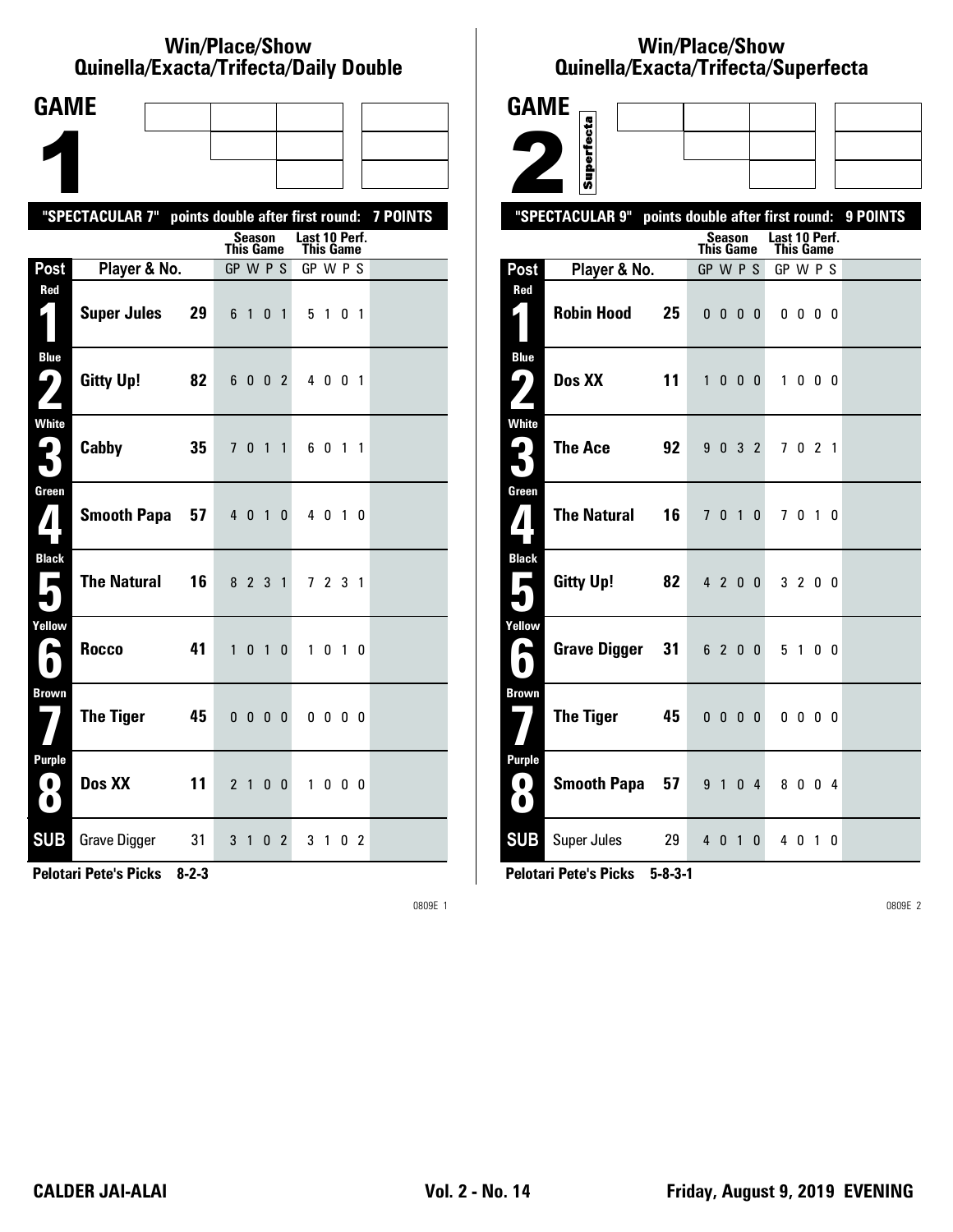## Win/Place/Show
## Quinella/Exacta/Trifecta/Daily Double

# GAME 1

**"SPECTACULAR 7" points double after first round: 7 POINTS**

| Post | Player & No. | | Season This Game GP W P S | Last 10 Perf. This Game GP W P S |
|---|---|---|---|---|
| Red 1 | Super Jules | 29 | 6 1 0 1 | 5 1 0 1 |
| Blue 2 | Gitty Up! | 82 | 6 0 0 2 | 4 0 0 1 |
| White 3 | Cabby | 35 | 7 0 1 1 | 6 0 1 1 |
| Green 4 | Smooth Papa | 57 | 4 0 1 0 | 4 0 1 0 |
| Black 5 | The Natural | 16 | 8 2 3 1 | 7 2 3 1 |
| Yellow 6 | Rocco | 41 | 1 0 1 0 | 1 0 1 0 |
| Brown 7 | The Tiger | 45 | 0 0 0 0 | 0 0 0 0 |
| Purple 8 | Dos XX | 11 | 2 1 0 0 | 1 0 0 0 |
| SUB | Grave Digger | 31 | 3 1 0 2 | 3 1 0 2 |

**Pelotari Pete's Picks 8-2-3**

0809E 1

## Win/Place/Show
## Quinella/Exacta/Trifecta/Superfecta

# GAME 2

Superfecta

**"SPECTACULAR 9" points double after first round: 9 POINTS**

| Post | Player & No. | | Season This Game GP W P S | Last 10 Perf. This Game GP W P S |
|---|---|---|---|---|
| Red 1 | Robin Hood | 25 | 0 0 0 0 | 0 0 0 0 |
| Blue 2 | Dos XX | 11 | 1 0 0 0 | 1 0 0 0 |
| White 3 | The Ace | 92 | 9 0 3 2 | 7 0 2 1 |
| Green 4 | The Natural | 16 | 7 0 1 0 | 7 0 1 0 |
| Black 5 | Gitty Up! | 82 | 4 2 0 0 | 3 2 0 0 |
| Yellow 6 | Grave Digger | 31 | 6 2 0 0 | 5 1 0 0 |
| Brown 7 | The Tiger | 45 | 0 0 0 0 | 0 0 0 0 |
| Purple 8 | Smooth Papa | 57 | 9 1 0 4 | 8 0 0 4 |
| SUB | Super Jules | 29 | 4 0 1 0 | 4 0 1 0 |

**Pelotari Pete's Picks 5-8-3-1**

0809E 2

**CALDER JAI-ALAI** **Vol. 2 - No. 14** **Friday, August 9, 2019 EVENING**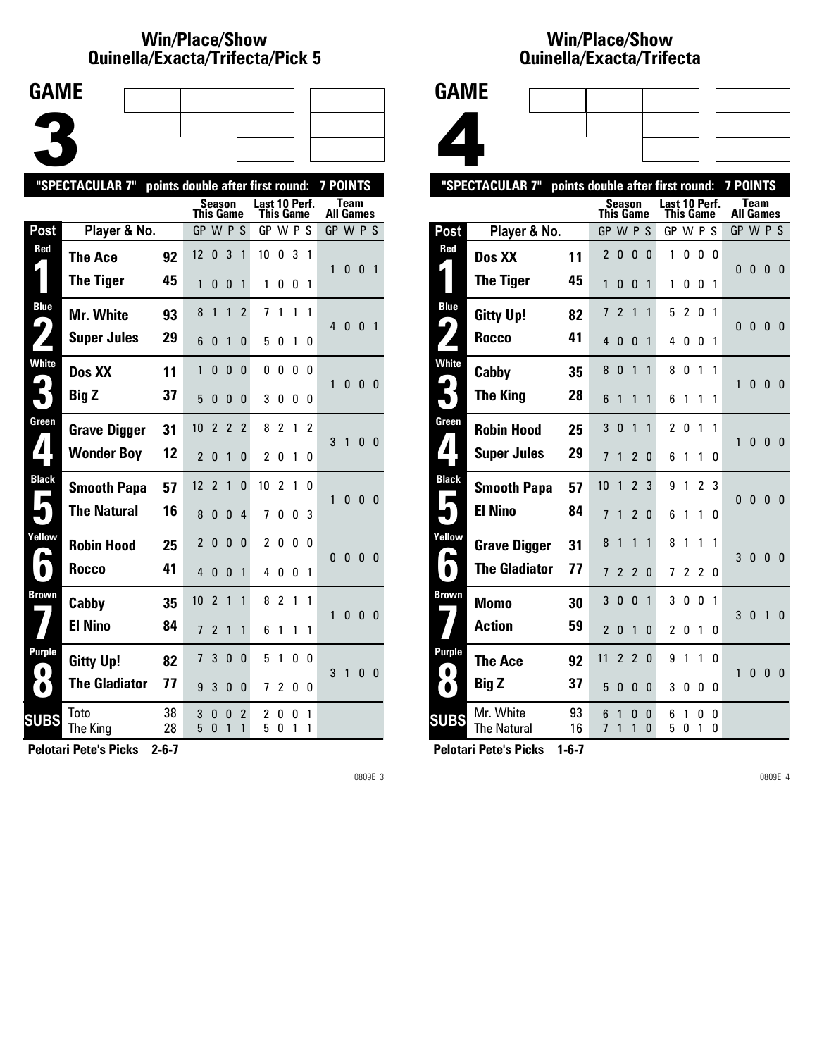## Win/Place/Show Quinella/Exacta/Trifecta/Pick 5

# GAME 3

"SPECTACULAR 7" points double after first round: 7 POINTS

| Post | Player & No. | | Season This Game GP W P S | Last 10 Perf. This Game GP W P S | Team All Games GP W P S |
|---|---|---|---|---|---|
| Red 1 | The Ace | 92 | 12 0 3 1 | 10 0 3 1 | 1 0 0 1 |
| | The Tiger | 45 | 1 0 0 1 | 1 0 0 1 | |
| Blue 2 | Mr. White | 93 | 8 1 1 2 | 7 1 1 1 | 4 0 0 1 |
| | Super Jules | 29 | 6 0 1 0 | 5 0 1 0 | |
| White 3 | Dos XX | 11 | 1 0 0 0 | 0 0 0 0 | 1 0 0 0 |
| | Big Z | 37 | 5 0 0 0 | 3 0 0 0 | |
| Green 4 | Grave Digger | 31 | 10 2 2 2 | 8 2 1 2 | 3 1 0 0 |
| | Wonder Boy | 12 | 2 0 1 0 | 2 0 1 0 | |
| Black 5 | Smooth Papa | 57 | 12 2 1 0 | 10 2 1 0 | 1 0 0 0 |
| | The Natural | 16 | 8 0 0 4 | 7 0 0 3 | |
| Yellow 6 | Robin Hood | 25 | 2 0 0 0 | 2 0 0 0 | 0 0 0 0 |
| | Rocco | 41 | 4 0 0 1 | 4 0 0 1 | |
| Brown 7 | Cabby | 35 | 10 2 1 1 | 8 2 1 1 | 1 0 0 0 |
| | El Nino | 84 | 7 2 1 1 | 6 1 1 1 | |
| Purple 8 | Gitty Up! | 82 | 7 3 0 0 | 5 1 0 0 | 3 1 0 0 |
| | The Gladiator | 77 | 9 3 0 0 | 7 2 0 0 | |
| SUBS | Toto | 38 | 3 0 0 2 | 2 0 0 1 | |
| | The King | 28 | 5 0 1 1 | 5 0 1 1 | |

**Pelotari Pete's Picks 2-6-7**

## Win/Place/Show Quinella/Exacta/Trifecta

# GAME 4

"SPECTACULAR 7" points double after first round: 7 POINTS

| Post | Player & No. | | Season This Game GP W P S | Last 10 Perf. This Game GP W P S | Team All Games GP W P S |
|---|---|---|---|---|---|
| Red 1 | Dos XX | 11 | 2 0 0 0 | 1 0 0 0 | 0 0 0 0 |
| | The Tiger | 45 | 1 0 0 1 | 1 0 0 1 | |
| Blue 2 | Gitty Up! | 82 | 7 2 1 1 | 5 2 0 1 | 0 0 0 0 |
| | Rocco | 41 | 4 0 0 1 | 4 0 0 1 | |
| White 3 | Cabby | 35 | 8 0 1 1 | 8 0 1 1 | 1 0 0 0 |
| | The King | 28 | 6 1 1 1 | 6 1 1 1 | |
| Green 4 | Robin Hood | 25 | 3 0 1 1 | 2 0 1 1 | 1 0 0 0 |
| | Super Jules | 29 | 7 1 2 0 | 6 1 1 0 | |
| Black 5 | Smooth Papa | 57 | 10 1 2 3 | 9 1 2 3 | 0 0 0 0 |
| | El Nino | 84 | 7 1 2 0 | 6 1 1 0 | |
| Yellow 6 | Grave Digger | 31 | 8 1 1 1 | 8 1 1 1 | 3 0 0 0 |
| | The Gladiator | 77 | 7 2 2 0 | 7 2 2 0 | |
| Brown 7 | Momo | 30 | 3 0 0 1 | 3 0 0 1 | 3 0 1 0 |
| | Action | 59 | 2 0 1 0 | 2 0 1 0 | |
| Purple 8 | The Ace | 92 | 11 2 2 0 | 9 1 1 0 | 1 0 0 0 |
| | Big Z | 37 | 5 0 0 0 | 3 0 0 0 | |
| SUBS | Mr. White | 93 | 6 1 0 0 | 6 1 0 0 | |
| | The Natural | 16 | 7 1 1 0 | 5 0 1 0 | |

**Pelotari Pete's Picks 1-6-7**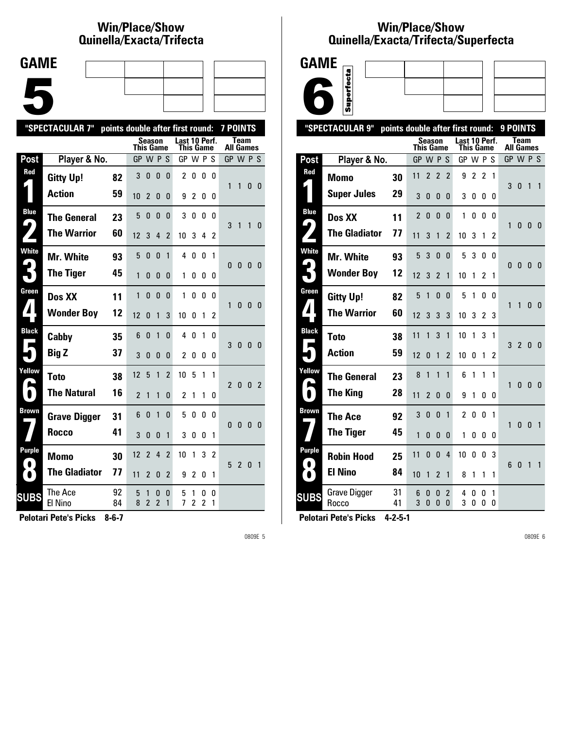# Win/Place/Show Quinella/Exacta/Trifecta

## GAME 5

"SPECTACULAR 7" points double after first round: 7 POINTS

| Post | Player & No. | | Season This Game GP | W | P | S | Last 10 Perf. This Game GP | W | P | S | Team All Games GP | W | P | S |
|---|---|---|---|---|---|---|---|---|---|---|---|---|---|---|
| Red 1 | Gitty Up! | 82 | 3 | 0 | 0 | 0 | 2 | 0 | 0 | 0 | 1 | 1 | 0 | 0 |
| | Action | 59 | 10 | 2 | 0 | 0 | 9 | 2 | 0 | 0 | | | | |
| Blue 2 | The General | 23 | 5 | 0 | 0 | 0 | 3 | 0 | 0 | 0 | 3 | 1 | 1 | 0 |
| | The Warrior | 60 | 12 | 3 | 4 | 2 | 10 | 3 | 4 | 2 | | | | |
| White 3 | Mr. White | 93 | 5 | 0 | 0 | 1 | 4 | 0 | 0 | 1 | 0 | 0 | 0 | 0 |
| | The Tiger | 45 | 1 | 0 | 0 | 0 | 1 | 0 | 0 | 0 | | | | |
| Green 4 | Dos XX | 11 | 1 | 0 | 0 | 0 | 1 | 0 | 0 | 0 | 1 | 0 | 0 | 0 |
| | Wonder Boy | 12 | 12 | 0 | 1 | 3 | 10 | 0 | 1 | 2 | | | | |
| Black 5 | Cabby | 35 | 6 | 0 | 1 | 0 | 4 | 0 | 1 | 0 | 3 | 0 | 0 | 0 |
| | Big Z | 37 | 3 | 0 | 0 | 0 | 2 | 0 | 0 | 0 | | | | |
| Yellow 6 | Toto | 38 | 12 | 5 | 1 | 2 | 10 | 5 | 1 | 1 | 2 | 0 | 0 | 2 |
| | The Natural | 16 | 2 | 1 | 1 | 0 | 2 | 1 | 1 | 0 | | | | |
| Brown 7 | Grave Digger | 31 | 6 | 0 | 1 | 0 | 5 | 0 | 0 | 0 | 0 | 0 | 0 | 0 |
| | Rocco | 41 | 3 | 0 | 0 | 1 | 3 | 0 | 0 | 1 | | | | |
| Purple 8 | Momo | 30 | 12 | 2 | 4 | 2 | 10 | 1 | 3 | 2 | 5 | 2 | 0 | 1 |
| | The Gladiator | 77 | 11 | 2 | 0 | 2 | 9 | 2 | 0 | 1 | | | | |
| SUBS | The Ace | 92 | 5 | 1 | 0 | 0 | 5 | 1 | 0 | 0 | | | | |
| | El Nino | 84 | 8 | 2 | 2 | 1 | 7 | 2 | 2 | 1 | | | | |

**Pelotari Pete's Picks 8-6-7**

# Win/Place/Show Quinella/Exacta/Trifecta/Superfecta

## GAME 6 Superfecta

"SPECTACULAR 9" points double after first round: 9 POINTS

| Post | Player & No. | | Season This Game GP | W | P | S | Last 10 Perf. This Game GP | W | P | S | Team All Games GP | W | P | S |
|---|---|---|---|---|---|---|---|---|---|---|---|---|---|---|
| Red 1 | Momo | 30 | 11 | 2 | 2 | 2 | 9 | 2 | 2 | 1 | 3 | 0 | 1 | 1 |
| | Super Jules | 29 | 3 | 0 | 0 | 0 | 3 | 0 | 0 | 0 | | | | |
| Blue 2 | Dos XX | 11 | 2 | 0 | 0 | 0 | 1 | 0 | 0 | 0 | 1 | 0 | 0 | 0 |
| | The Gladiator | 77 | 11 | 3 | 1 | 2 | 10 | 3 | 1 | 2 | | | | |
| White 3 | Mr. White | 93 | 5 | 3 | 0 | 0 | 5 | 3 | 0 | 0 | 0 | 0 | 0 | 0 |
| | Wonder Boy | 12 | 12 | 3 | 2 | 1 | 10 | 1 | 2 | 1 | | | | |
| Green 4 | Gitty Up! | 82 | 5 | 1 | 0 | 0 | 5 | 1 | 0 | 0 | 1 | 1 | 0 | 0 |
| | The Warrior | 60 | 12 | 3 | 3 | 3 | 10 | 3 | 2 | 3 | | | | |
| Black 5 | Toto | 38 | 11 | 1 | 3 | 1 | 10 | 1 | 3 | 1 | 3 | 2 | 0 | 0 |
| | Action | 59 | 12 | 0 | 1 | 2 | 10 | 0 | 1 | 2 | | | | |
| Yellow 6 | The General | 23 | 8 | 1 | 1 | 1 | 6 | 1 | 1 | 1 | 1 | 0 | 0 | 0 |
| | The King | 28 | 11 | 2 | 0 | 0 | 9 | 1 | 0 | 0 | | | | |
| Brown 7 | The Ace | 92 | 3 | 0 | 0 | 1 | 2 | 0 | 0 | 1 | 1 | 0 | 0 | 1 |
| | The Tiger | 45 | 1 | 0 | 0 | 0 | 1 | 0 | 0 | 0 | | | | |
| Purple 8 | Robin Hood | 25 | 11 | 0 | 0 | 4 | 10 | 0 | 0 | 3 | 6 | 0 | 1 | 1 |
| | El Nino | 84 | 10 | 1 | 2 | 1 | 8 | 1 | 1 | 1 | | | | |
| SUBS | Grave Digger | 31 | 6 | 0 | 0 | 2 | 4 | 0 | 0 | 1 | | | | |
| | Rocco | 41 | 3 | 0 | 0 | 0 | 3 | 0 | 0 | 0 | | | | |

**Pelotari Pete's Picks 4-2-5-1**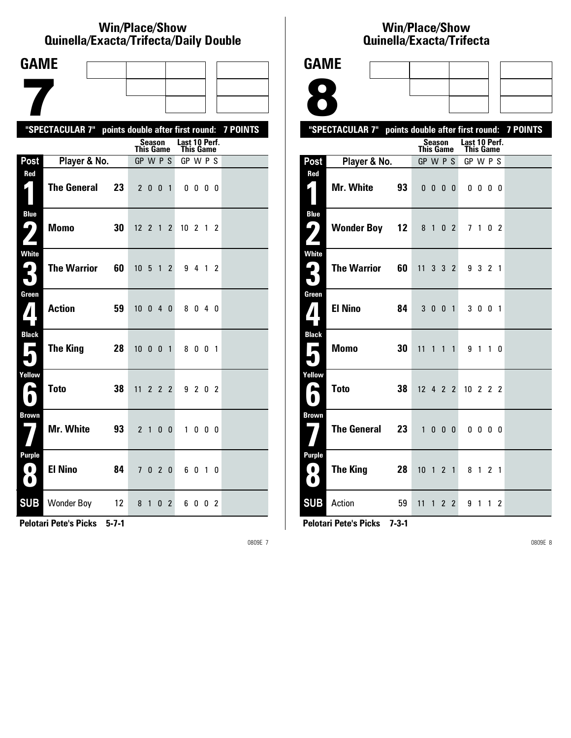## Win/Place/Show
## Quinella/Exacta/Trifecta/Daily Double

# GAME 7

"SPECTACULAR 7" points double after first round: 7 POINTS

| Post | Player & No. | | Season This Game GP W P S | Last 10 Perf. This Game GP W P S |
|---|---|---|---|---|
| Red 1 | The General | 23 | 2 0 0 1 | 0 0 0 0 |
| Blue 2 | Momo | 30 | 12 2 1 2 | 10 2 1 2 |
| White 3 | The Warrior | 60 | 10 5 1 2 | 9 4 1 2 |
| Green 4 | Action | 59 | 10 0 4 0 | 8 0 4 0 |
| Black 5 | The King | 28 | 10 0 0 1 | 8 0 0 1 |
| Yellow 6 | Toto | 38 | 11 2 2 2 | 9 2 0 2 |
| Brown 7 | Mr. White | 93 | 2 1 0 0 | 1 0 0 0 |
| Purple 8 | El Nino | 84 | 7 0 2 0 | 6 0 1 0 |
| SUB | Wonder Boy | 12 | 8 1 0 2 | 6 0 0 2 |

**Pelotari Pete's Picks 5-7-1**

0809E 7

## Win/Place/Show
## Quinella/Exacta/Trifecta

# GAME 8

"SPECTACULAR 7" points double after first round: 7 POINTS

| Post | Player & No. | | Season This Game GP W P S | Last 10 Perf. This Game GP W P S |
|---|---|---|---|---|
| Red 1 | Mr. White | 93 | 0 0 0 0 | 0 0 0 0 |
| Blue 2 | Wonder Boy | 12 | 8 1 0 2 | 7 1 0 2 |
| White 3 | The Warrior | 60 | 11 3 3 2 | 9 3 2 1 |
| Green 4 | El Nino | 84 | 3 0 0 1 | 3 0 0 1 |
| Black 5 | Momo | 30 | 11 1 1 1 | 9 1 1 0 |
| Yellow 6 | Toto | 38 | 12 4 2 2 | 10 2 2 2 |
| Brown 7 | The General | 23 | 1 0 0 0 | 0 0 0 0 |
| Purple 8 | The King | 28 | 10 1 2 1 | 8 1 2 1 |
| SUB | Action | 59 | 11 1 2 2 | 9 1 1 2 |

**Pelotari Pete's Picks 7-3-1**

0809E 8